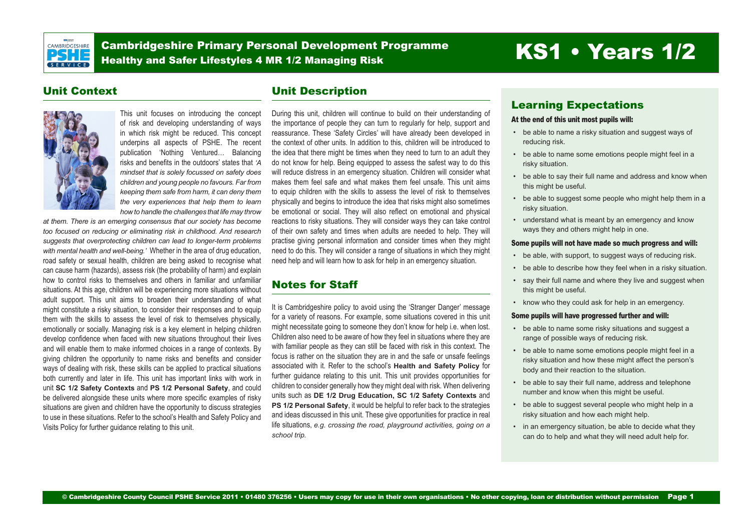# Cambridgeshire Primary Personal Development Programme

## Healthy and Safer Lifestyles 4 MR 1/2 Managing Risk

# KS1 • Years 1/2

## Unit Context

This unit focuses on introducing the concept of risk and developing understanding of ways in which risk might be reduced. This concept underpins all aspects of PSHE. The recent publication 'Nothing Ventured… Balancing risks and benefits in the outdoors' states that *'A mindset that is solely focussed on safety does children and young people no favours. Far from keeping them safe from harm, it can deny them the very experiences that help them to learn how to handle the challenges that life may throw at them. There is an emerging consensus that our society has become too focused on reducing or eliminating risk in childhood. And research suggests that overprotecting children can lead to longer-term problems with mental health and well-being.'* Whether in the area of drug education, road safety or sexual health, children are being asked to recognise what can cause harm (hazards), assess risk (the probability of harm) and explain how to control risks to themselves and others in familiar and unfamiliar situations. At this age, children will be experiencing more situations without adult support. This unit aims to broaden their understanding of what might constitute a risky situation, to consider their responses and to equip them with the skills to assess the level of risk to themselves physically, emotionally or socially. Managing risk is a key element in helping children develop confidence when faced with new situations throughout their lives and will enable them to make informed choices in a range of contexts. By giving children the opportunity to name risks and benefits and consider ways of dealing with risk, these skills can be applied to practical situations both currently and later in life. This unit has important links with work in unit **SC 1/2 Safety Contexts** and **PS 1/2 Personal Safety**, and could be delivered alongside these units where more specific examples of risky situations are given and children have the opportunity to discuss strategies to use in these situations. Refer to the school's Health and Safety Policy and Visits Policy for further guidance relating to this unit.

## Unit Description

During this unit, children will continue to build on their understanding of the importance of people they can turn to regularly for help, support and reassurance. These 'Safety Circles' will have already been developed in the context of other units. In addition to this, children will be introduced to the idea that there might be times when they need to turn to an adult they do not know for help. Being equipped to assess the safest way to do this will reduce distress in an emergency situation. Children will consider what makes them feel safe and what makes them feel unsafe. This unit aims to equip children with the skills to assess the level of risk to themselves physically and begins to introduce the idea that risks might also sometimes be emotional or social. They will also reflect on emotional and physical reactions to risky situations. They will consider ways they can take control of their own safety and times when adults are needed to help. They will practise giving personal information and consider times when they might need to do this. They will consider a range of situations in which they might need help and will learn how to ask for help in an emergency situation.

## Notes for Staff

It is Cambridgeshire policy to avoid using the 'Stranger Danger' message for a variety of reasons. For example, some situations covered in this unit might necessitate going to someone they don't know for help i.e. when lost. Children also need to be aware of how they feel in situations where they are with familiar people as they can still be faced with risk in this context. The focus is rather on the situation they are in and the safe or unsafe feelings associated with it. Refer to the school's **Health and Safety Policy** for further guidance relating to this unit. This unit provides opportunities for children to consider generally how they might deal with risk. When delivering units such as **DE 1/2 Drug Education, SC 1/2 Safety Contexts** and **PS 1/2 Personal Safety**, it would be helpful to refer back to the strategies and ideas discussed in this unit. These give opportunities for practice in real life situations, *e.g. crossing the road, playground activities, going on a school trip.*

## Learning Expectations

**At the end of this unit most pupils will:**

- be able to name a risky situation and suggest ways of reducing risk.
- be able to name some emotions people might feel in a risky situation.
- be able to say their full name and address and know when this might be useful.
- be able to suggest some people who might help them in a risky situation.
- understand what is meant by an emergency and know ways they and others might help in one.

**Some pupils will not have made so much progress and will:**

- be able, with support, to suggest ways of reducing risk.
- be able to describe how they feel when in a risky situation.
- say their full name and where they live and suggest when this might be useful.
- know who they could ask for help in an emergency.

**Some pupils will have progressed further and will:**

- be able to name some risky situations and suggest a range of possible ways of reducing risk.
- be able to name some emotions people might feel in a risky situation and how these might affect the person's body and their reaction to the situation.
- be able to say their full name, address and telephone number and know when this might be useful.
- be able to suggest several people who might help in a risky situation and how each might help.
- in an emergency situation, be able to decide what they can do to help and what they will need adult help for.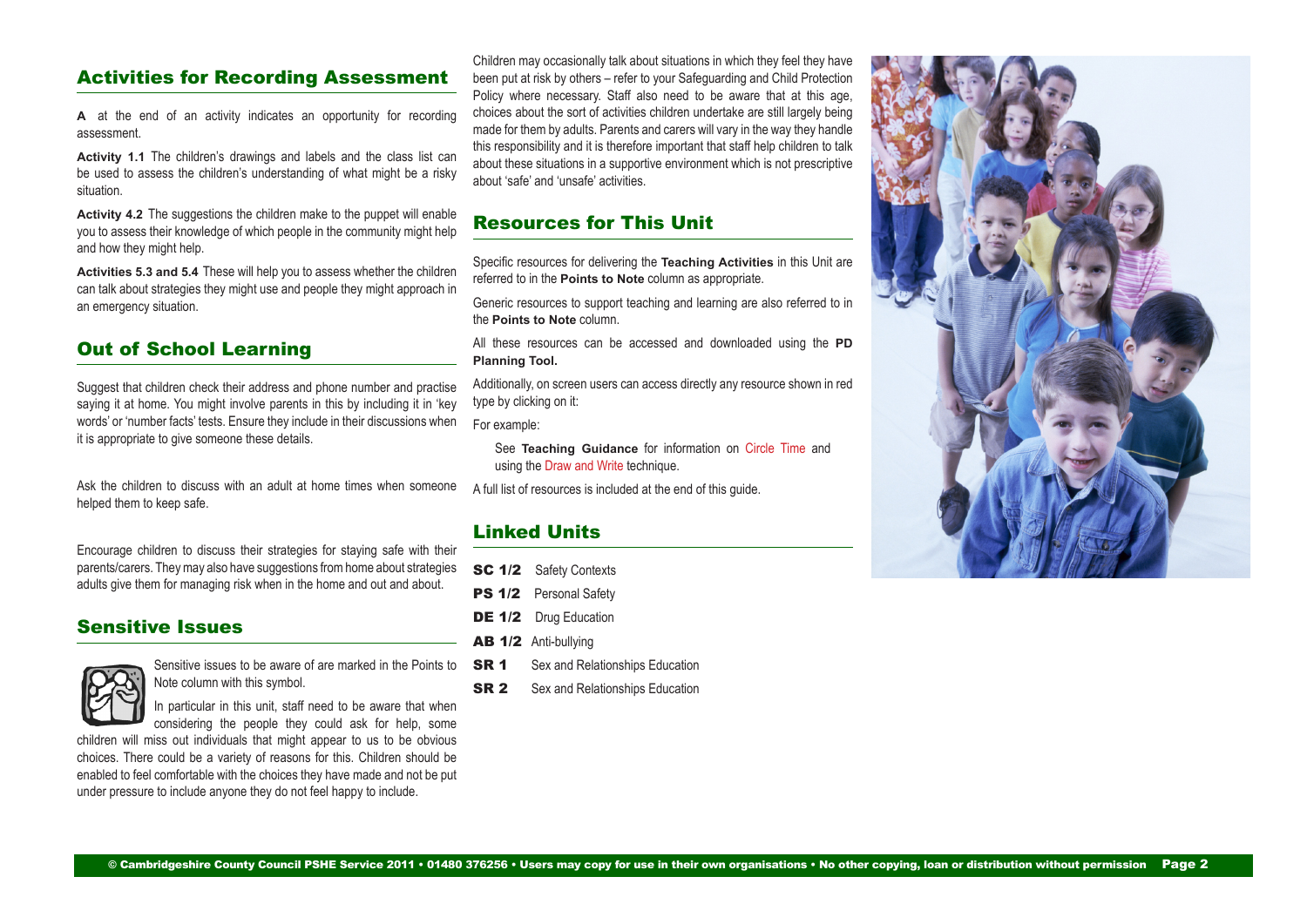## Activities for Recording Assessment

**A** at the end of an activity indicates an opportunity for recording assessment.

**Activity 1.1** The children's drawings and labels and the class list can be used to assess the children's understanding of what might be a risky situation.

**Activity 4.2** The suggestions the children make to the puppet will enable you to assess their knowledge of which people in the community might help and how they might help.

**Activities 5.3 and 5.4** These will help you to assess whether the children can talk about strategies they might use and people they might approach in an emergency situation.

## Out of School Learning

Suggest that children check their address and phone number and practise saying it at home. You might involve parents in this by including it in 'key words' or 'number facts' tests. Ensure they include in their discussions when it is appropriate to give someone these details.

Ask the children to discuss with an adult at home times when someone helped them to keep safe.

Encourage children to discuss their strategies for staying safe with their parents/carers. They may also have suggestions from home about strategies adults give them for managing risk when in the home and out and about.

## Sensitive Issues

Sensitive issues to be aware of are marked in the Points to Note column with this symbol.

In particular in this unit, staff need to be aware that when considering the people they could ask for help, some children will miss out individuals that might appear to us to be obvious choices. There could be a variety of reasons for this. Children should be enabled to feel comfortable with the choices they have made and not be put under pressure to include anyone they do not feel happy to include.

Children may occasionally talk about situations in which they feel they have been put at risk by others – refer to your Safeguarding and Child Protection Policy where necessary. Staff also need to be aware that at this age, choices about the sort of activities children undertake are still largely being made for them by adults. Parents and carers will vary in the way they handle this responsibility and it is therefore important that staff help children to talk about these situations in a supportive environment which is not prescriptive about 'safe' and 'unsafe' activities.

## Resources for This Unit

Specific resources for delivering the **Teaching Activities** in this Unit are referred to in the **Points to Note** column as appropriate.

Generic resources to support teaching and learning are also referred to in the **Points to Note** column.

All these resources can be accessed and downloaded using the **PD Planning Tool.**

Additionally, on screen users can access directly any resource shown in red type by clicking on it:

For example:

See **Teaching Guidance** for information on Circle Time and using the Draw and Write technique.

A full list of resources is included at the end of this guide.

## Linked Units

- **SC 1/2** Safety Contexts
- **PS 1/2** Personal Safety
- **DE 1/2** Drug Education
- **AB 1/2** Anti-bullying
- **SR 1** Sex and Relationships Education
- **SR 2** Sex and Relationships Education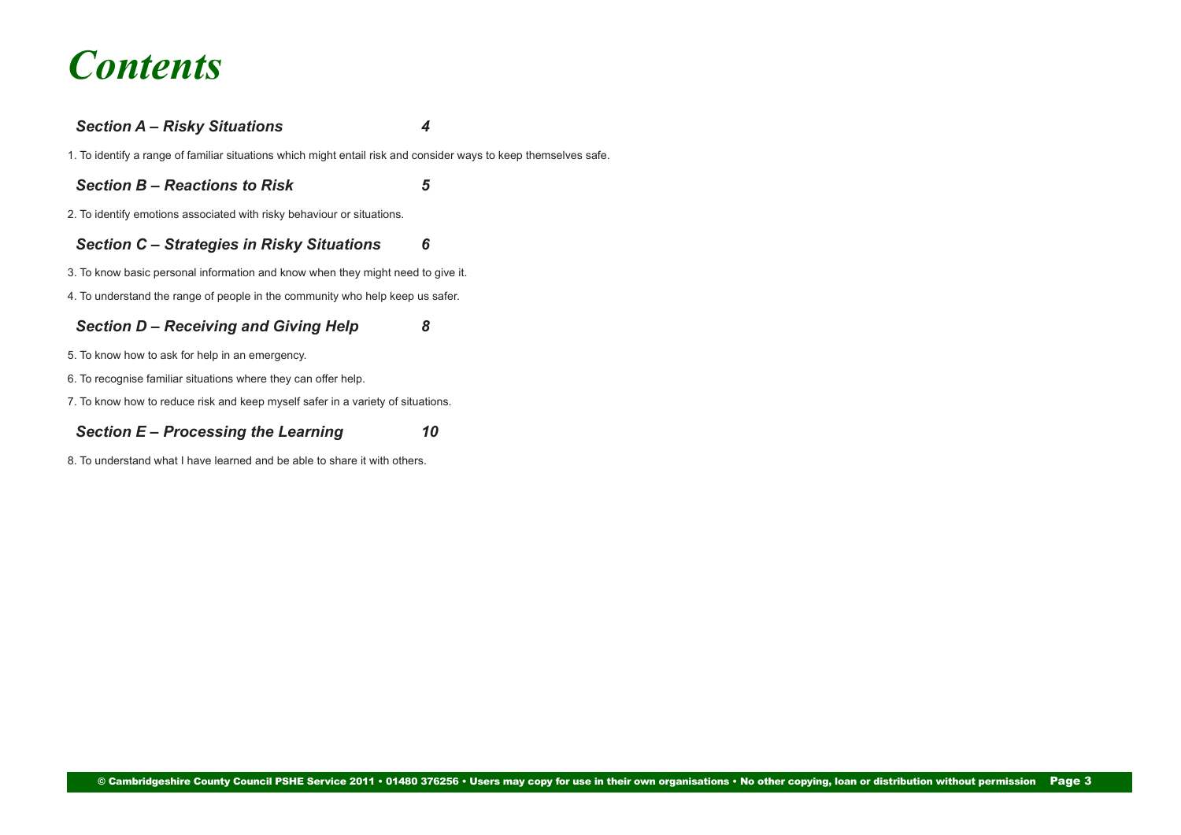# *Contents*

***Section A – Risky Situations*** ***4***

1. To identify a range of familiar situations which might entail risk and consider ways to keep themselves safe.

***Section B – Reactions to Risk*** ***5***

2. To identify emotions associated with risky behaviour or situations.

***Section C – Strategies in Risky Situations*** ***6***

3. To know basic personal information and know when they might need to give it.

4. To understand the range of people in the community who help keep us safer.

***Section D – Receiving and Giving Help*** ***8***

5. To know how to ask for help in an emergency.

6. To recognise familiar situations where they can offer help.

7. To know how to reduce risk and keep myself safer in a variety of situations.

***Section E – Processing the Learning*** ***10***

8. To understand what I have learned and be able to share it with others.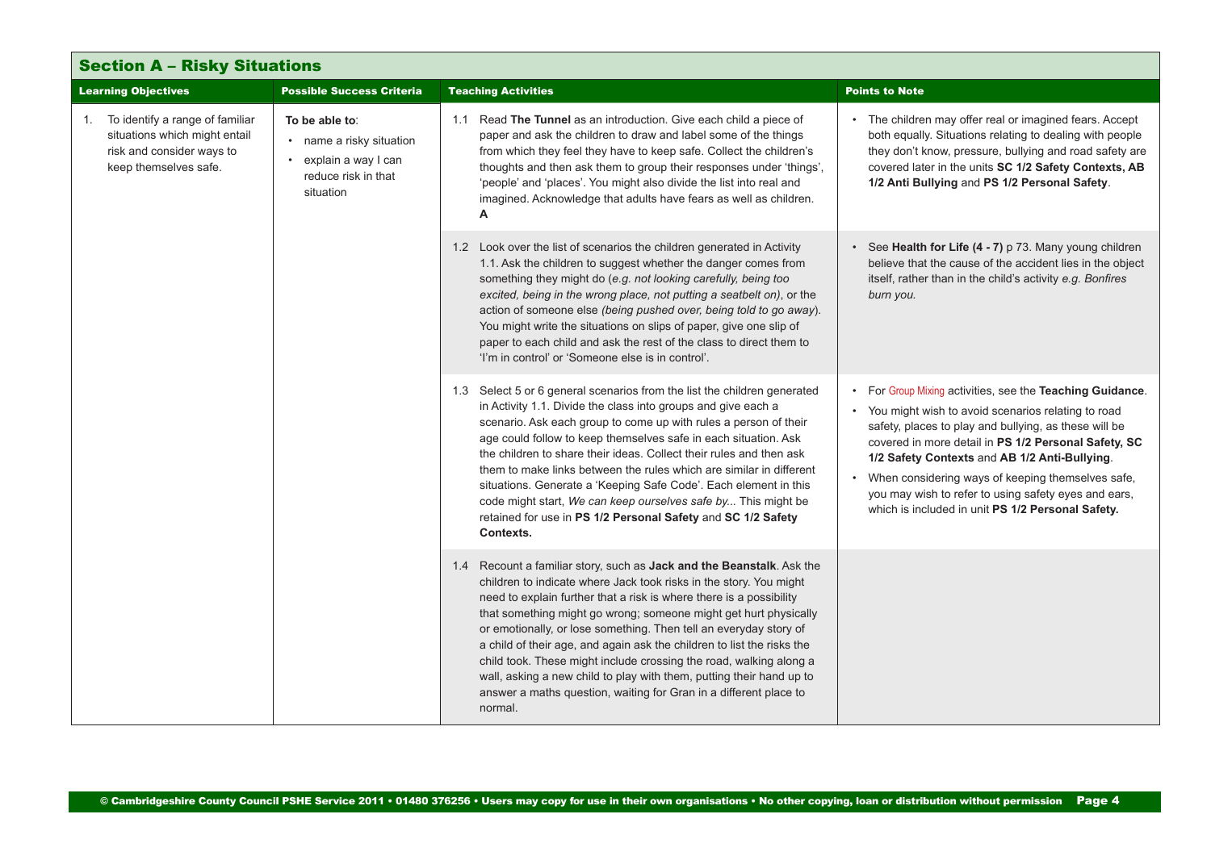## Section A – Risky Situations

| Learning Objectives | Possible Success Criteria | Teaching Activities | Points to Note |
|---|---|---|---|
| 1. To identify a range of familiar situations which might entail risk and consider ways to keep themselves safe. | **To be able to**:<br>• name a risky situation<br>• explain a way I can reduce risk in that situation | 1.1 Read **The Tunnel** as an introduction. Give each child a piece of paper and ask the children to draw and label some of the things from which they feel they have to keep safe. Collect the children's thoughts and then ask them to group their responses under 'things', 'people' and 'places'. You might also divide the list into real and imagined. Acknowledge that adults have fears as well as children. **A** | • The children may offer real or imagined fears. Accept both equally. Situations relating to dealing with people they don't know, pressure, bullying and road safety are covered later in the units **SC 1/2 Safety Contexts, AB 1/2 Anti Bullying** and **PS 1/2 Personal Safety**. |
| | | 1.2 Look over the list of scenarios the children generated in Activity 1.1. Ask the children to suggest whether the danger comes from something they might do (*e.g. not looking carefully, being too excited, being in the wrong place, not putting a seatbelt on)*, or the action of someone else *(being pushed over, being told to go away*). You might write the situations on slips of paper, give one slip of paper to each child and ask the rest of the class to direct them to 'I'm in control' or 'Someone else is in control'. | • See **Health for Life (4 - 7)** p 73. Many young children believe that the cause of the accident lies in the object itself, rather than in the child's activity *e.g. Bonfires burn you.* |
| | | 1.3 Select 5 or 6 general scenarios from the list the children generated in Activity 1.1. Divide the class into groups and give each a scenario. Ask each group to come up with rules a person of their age could follow to keep themselves safe in each situation. Ask the children to share their ideas. Collect their rules and then ask them to make links between the rules which are similar in different situations. Generate a 'Keeping Safe Code'. Each element in this code might start, *We can keep ourselves safe by...* This might be retained for use in **PS 1/2 Personal Safety** and **SC 1/2 Safety Contexts.** | • For Group Mixing activities, see the **Teaching Guidance**.<br>• You might wish to avoid scenarios relating to road safety, places to play and bullying, as these will be covered in more detail in **PS 1/2 Personal Safety, SC 1/2 Safety Contexts** and **AB 1/2 Anti-Bullying**.<br>• When considering ways of keeping themselves safe, you may wish to refer to using safety eyes and ears, which is included in unit **PS 1/2 Personal Safety.** |
| | | 1.4 Recount a familiar story, such as **Jack and the Beanstalk**. Ask the children to indicate where Jack took risks in the story. You might need to explain further that a risk is where there is a possibility that something might go wrong; someone might get hurt physically or emotionally, or lose something. Then tell an everyday story of a child of their age, and again ask the children to list the risks the child took. These might include crossing the road, walking along a wall, asking a new child to play with them, putting their hand up to answer a maths question, waiting for Gran in a different place to normal. | |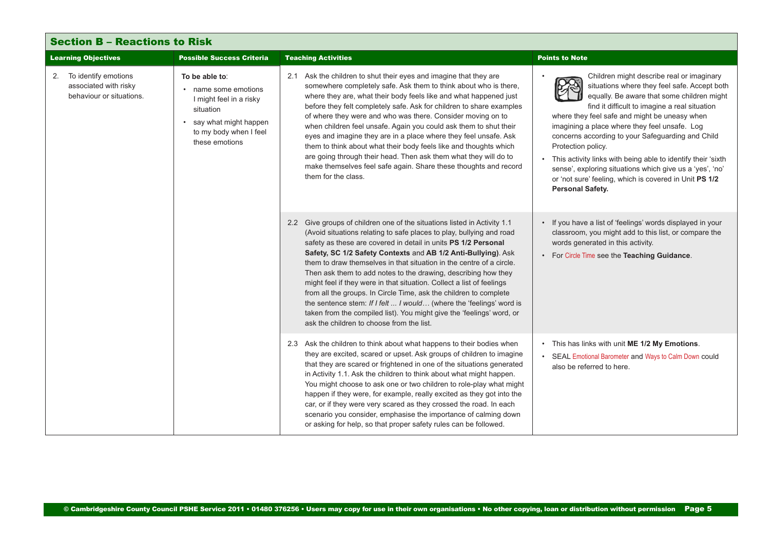## Section B – Reactions to Risk

| Learning Objectives | Possible Success Criteria | Teaching Activities | Points to Note |
|---|---|---|---|
| 2. To identify emotions associated with risky behaviour or situations. | **To be able to**:<br>• name some emotions I might feel in a risky situation<br>• say what might happen to my body when I feel these emotions | 2.1 Ask the children to shut their eyes and imagine that they are somewhere completely safe. Ask them to think about who is there, where they are, what their body feels like and what happened just before they felt completely safe. Ask for children to share examples of where they were and who was there. Consider moving on to when children feel unsafe. Again you could ask them to shut their eyes and imagine they are in a place where they feel unsafe. Ask them to think about what their body feels like and thoughts which are going through their head. Then ask them what they will do to make themselves feel safe again. Share these thoughts and record them for the class. | • Children might describe real or imaginary situations where they feel safe. Accept both equally. Be aware that some children might find it difficult to imagine a real situation where they feel safe and might be uneasy when imagining a place where they feel unsafe. Log concerns according to your Safeguarding and Child Protection policy.<br>• This activity links with being able to identify their 'sixth sense', exploring situations which give us a 'yes', 'no' or 'not sure' feeling, which is covered in Unit **PS 1/2 Personal Safety.** |
| | | 2.2 Give groups of children one of the situations listed in Activity 1.1 (Avoid situations relating to safe places to play, bullying and road safety as these are covered in detail in units **PS 1/2 Personal Safety, SC 1/2 Safety Contexts** and **AB 1/2 Anti-Bullying)**. Ask them to draw themselves in that situation in the centre of a circle. Then ask them to add notes to the drawing, describing how they might feel if they were in that situation. Collect a list of feelings from all the groups. In Circle Time, ask the children to complete the sentence stem: *If I felt ... I would…* (where the 'feelings' word is taken from the compiled list). You might give the 'feelings' word, or ask the children to choose from the list. | • If you have a list of 'feelings' words displayed in your classroom, you might add to this list, or compare the words generated in this activity.<br>• For Circle Time see the **Teaching Guidance**. |
| | | 2.3 Ask the children to think about what happens to their bodies when they are excited, scared or upset. Ask groups of children to imagine that they are scared or frightened in one of the situations generated in Activity 1.1. Ask the children to think about what might happen. You might choose to ask one or two children to role-play what might happen if they were, for example, really excited as they got into the car, or if they were very scared as they crossed the road. In each scenario you consider, emphasise the importance of calming down or asking for help, so that proper safety rules can be followed. | • This has links with unit **ME 1/2 My Emotions**.<br>• SEAL Emotional Barometer and Ways to Calm Down could also be referred to here. |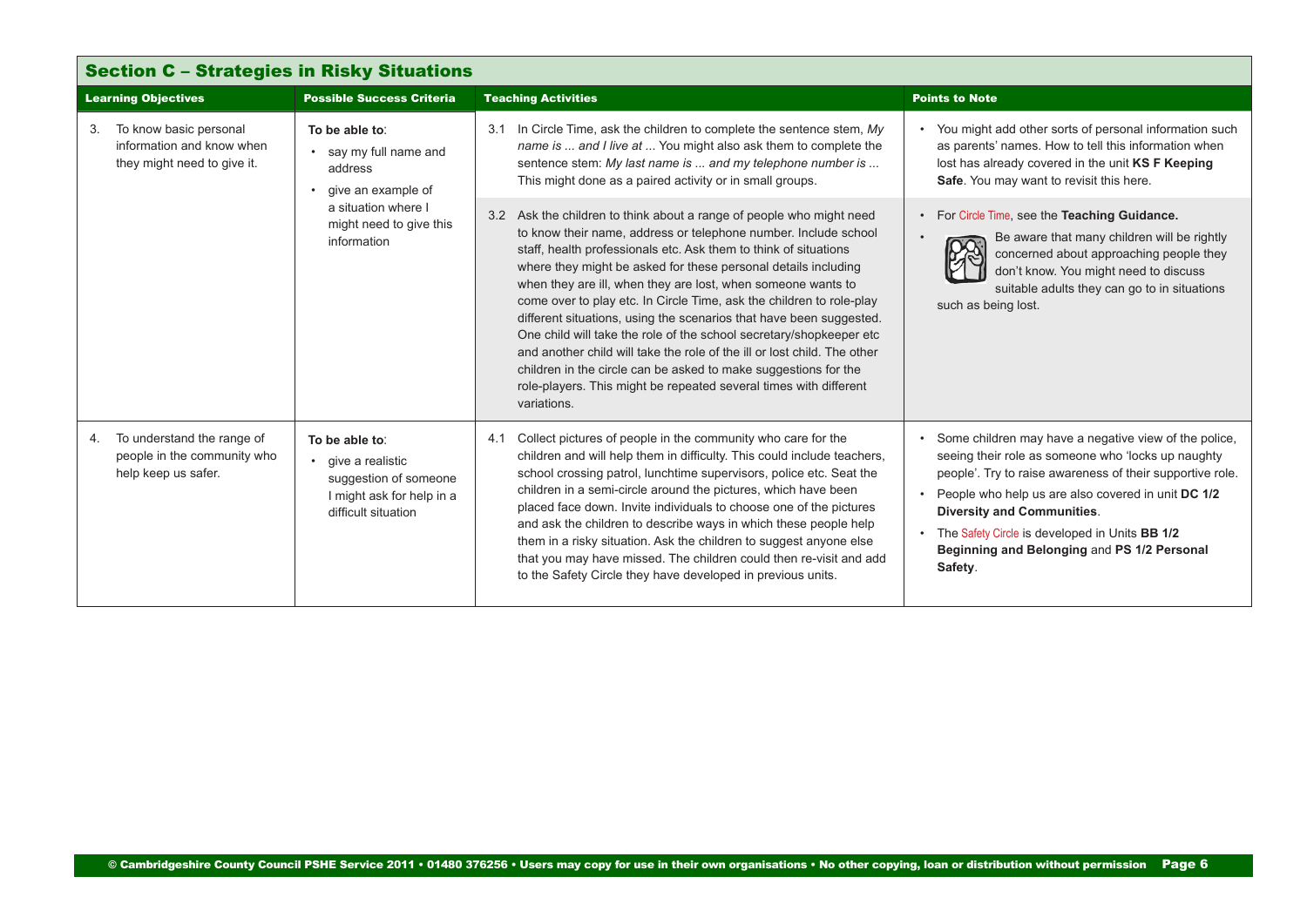## Section C – Strategies in Risky Situations

| Learning Objectives | Possible Success Criteria | Teaching Activities | Points to Note |
|---|---|---|---|
| 3. To know basic personal information and know when they might need to give it. | **To be able to**:<br>• say my full name and address<br>• give an example of a situation where I might need to give this information | 3.1 In Circle Time, ask the children to complete the sentence stem, *My name is ... and I live at ...* You might also ask them to complete the sentence stem: *My last name is ... and my telephone number is ...* This might done as a paired activity or in small groups. | • You might add other sorts of personal information such as parents' names. How to tell this information when lost has already covered in the unit **KS F Keeping Safe**. You may want to revisit this here. |
| | | 3.2 Ask the children to think about a range of people who might need to know their name, address or telephone number. Include school staff, health professionals etc. Ask them to think of situations where they might be asked for these personal details including when they are ill, when they are lost, when someone wants to come over to play etc. In Circle Time, ask the children to role-play different situations, using the scenarios that have been suggested. One child will take the role of the school secretary/shopkeeper etc and another child will take the role of the ill or lost child. The other children in the circle can be asked to make suggestions for the role-players. This might be repeated several times with different variations. | • For Circle Time, see the **Teaching Guidance.**<br>• Be aware that many children will be rightly concerned about approaching people they don't know. You might need to discuss suitable adults they can go to in situations such as being lost. |
| 4. To understand the range of people in the community who help keep us safer. | **To be able to**:<br>• give a realistic suggestion of someone I might ask for help in a difficult situation | 4.1 Collect pictures of people in the community who care for the children and will help them in difficulty. This could include teachers, school crossing patrol, lunchtime supervisors, police etc. Seat the children in a semi-circle around the pictures, which have been placed face down. Invite individuals to choose one of the pictures and ask the children to describe ways in which these people help them in a risky situation. Ask the children to suggest anyone else that you may have missed. The children could then re-visit and add to the Safety Circle they have developed in previous units. | • Some children may have a negative view of the police, seeing their role as someone who 'locks up naughty people'. Try to raise awareness of their supportive role.<br>• People who help us are also covered in unit **DC 1/2 Diversity and Communities**.<br>• The Safety Circle is developed in Units **BB 1/2 Beginning and Belonging** and **PS 1/2 Personal Safety**. |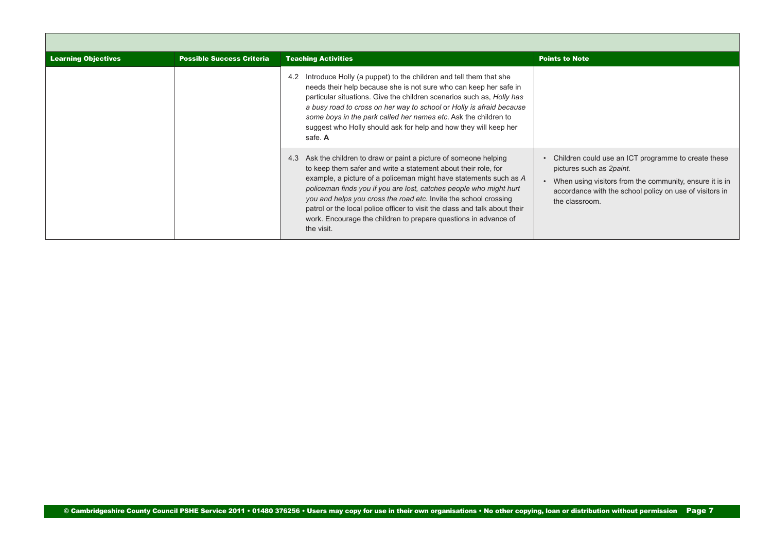| Learning Objectives | Possible Success Criteria | Teaching Activities | Points to Note |
| --- | --- | --- | --- |
| | | 4.2 Introduce Holly (a puppet) to the children and tell them that she needs their help because she is not sure who can keep her safe in particular situations. Give the children scenarios such as, *Holly has a busy road to cross on her way to school* or *Holly is afraid because some boys in the park called her names etc.* Ask the children to suggest who Holly should ask for help and how they will keep her safe. **A** | |
| | | 4.3 Ask the children to draw or paint a picture of someone helping to keep them safer and write a statement about their role, for example, a picture of a policeman might have statements such as *A policeman finds you if you are lost, catches people who might hurt you and helps you cross the road etc.* Invite the school crossing patrol or the local police officer to visit the class and talk about their work. Encourage the children to prepare questions in advance of the visit. | • Children could use an ICT programme to create these pictures such as *2paint.* <br> • When using visitors from the community, ensure it is in accordance with the school policy on use of visitors in the classroom. |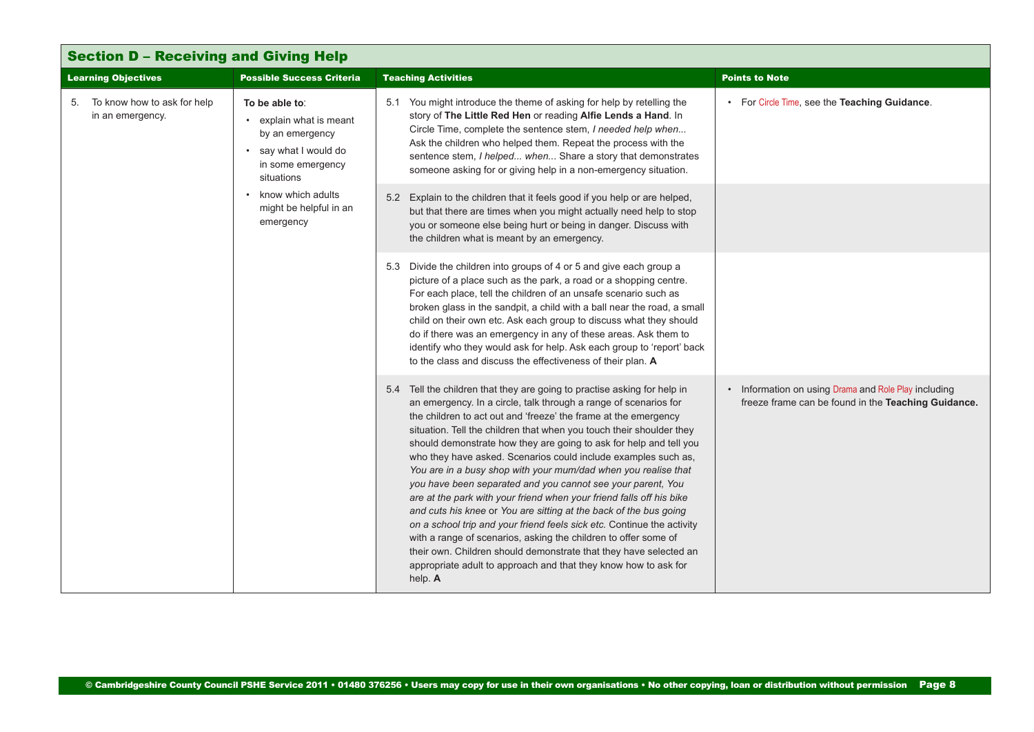## Section D – Receiving and Giving Help

| Learning Objectives | Possible Success Criteria | Teaching Activities | Points to Note |
|---|---|---|---|
| 5. To know how to ask for help in an emergency. | **To be able to**:<br>• explain what is meant by an emergency<br>• say what I would do in some emergency situations<br>• know which adults might be helpful in an emergency | 5.1 You might introduce the theme of asking for help by retelling the story of **The Little Red Hen** or reading **Alfie Lends a Hand**. In Circle Time, complete the sentence stem, *I needed help when...* Ask the children who helped them. Repeat the process with the sentence stem, *I helped... when...* Share a story that demonstrates someone asking for or giving help in a non-emergency situation. | • For Circle Time, see the **Teaching Guidance**. |
| | | 5.2 Explain to the children that it feels good if you help or are helped, but that there are times when you might actually need help to stop you or someone else being hurt or being in danger. Discuss with the children what is meant by an emergency. | |
| | | 5.3 Divide the children into groups of 4 or 5 and give each group a picture of a place such as the park, a road or a shopping centre. For each place, tell the children of an unsafe scenario such as broken glass in the sandpit, a child with a ball near the road, a small child on their own etc. Ask each group to discuss what they should do if there was an emergency in any of these areas. Ask them to identify who they would ask for help. Ask each group to 'report' back to the class and discuss the effectiveness of their plan. **A** | |
| | | 5.4 Tell the children that they are going to practise asking for help in an emergency. In a circle, talk through a range of scenarios for the children to act out and 'freeze' the frame at the emergency situation. Tell the children that when you touch their shoulder they should demonstrate how they are going to ask for help and tell you who they have asked. Scenarios could include examples such as, *You are in a busy shop with your mum/dad when you realise that you have been separated and you cannot see your parent, You are at the park with your friend when your friend falls off his bike and cuts his knee* or *You are sitting at the back of the bus going on a school trip and your friend feels sick etc.* Continue the activity with a range of scenarios, asking the children to offer some of their own. Children should demonstrate that they have selected an appropriate adult to approach and that they know how to ask for help. **A** | • Information on using Drama and Role Play including freeze frame can be found in the **Teaching Guidance.** |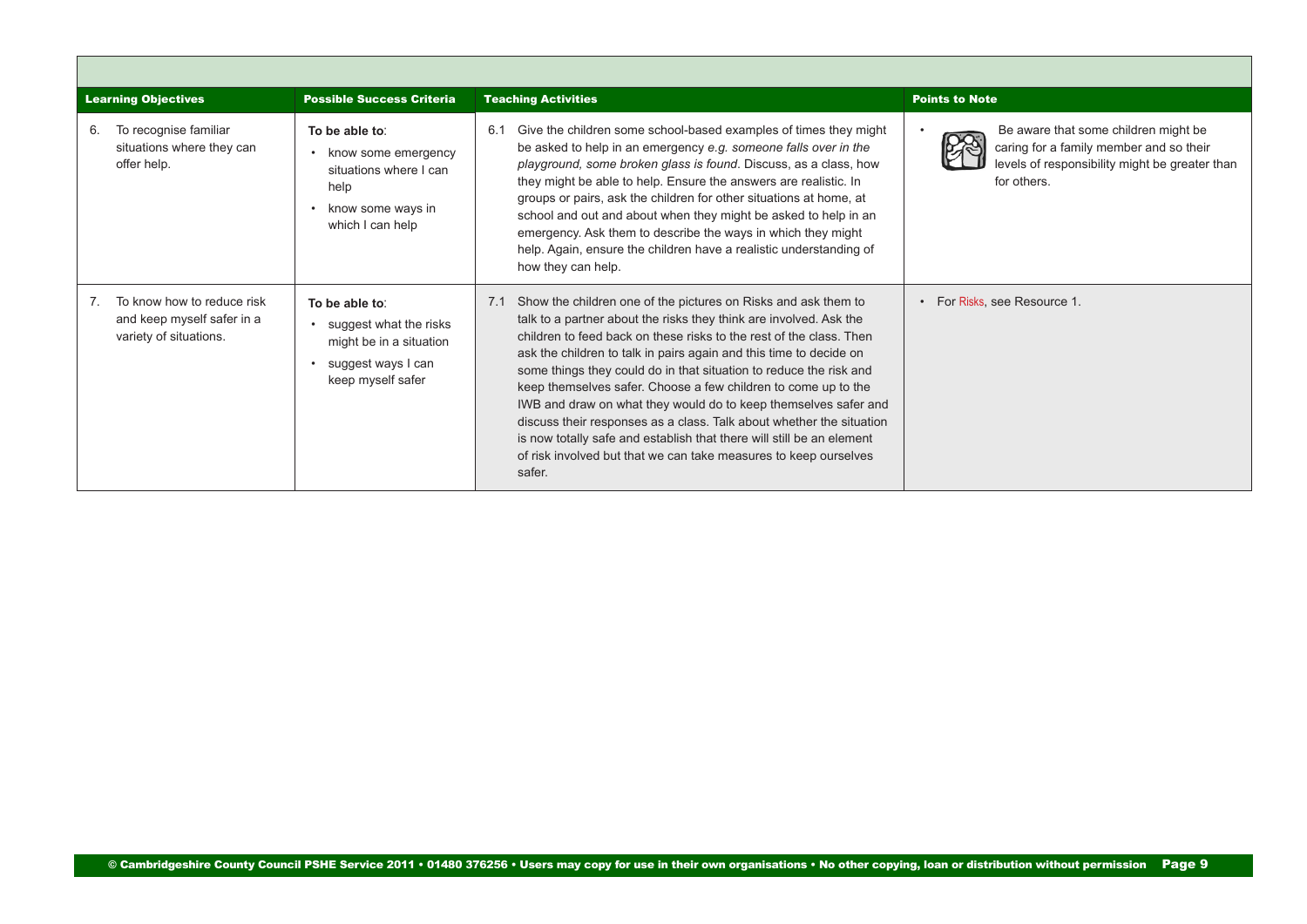| Learning Objectives | Possible Success Criteria | Teaching Activities | Points to Note |
|---|---|---|---|
| 6. To recognise familiar situations where they can offer help. | **To be able to**:<br>• know some emergency situations where I can help<br>• know some ways in which I can help | 6.1 Give the children some school-based examples of times they might be asked to help in an emergency *e.g. someone falls over in the playground, some broken glass is found*. Discuss, as a class, how they might be able to help. Ensure the answers are realistic. In groups or pairs, ask the children for other situations at home, at school and out and about when they might be asked to help in an emergency. Ask them to describe the ways in which they might help. Again, ensure the children have a realistic understanding of how they can help. | • Be aware that some children might be caring for a family member and so their levels of responsibility might be greater than for others. |
| 7. To know how to reduce risk and keep myself safer in a variety of situations. | **To be able to**:<br>• suggest what the risks might be in a situation<br>• suggest ways I can keep myself safer | 7.1 Show the children one of the pictures on Risks and ask them to talk to a partner about the risks they think are involved. Ask the children to feed back on these risks to the rest of the class. Then ask the children to talk in pairs again and this time to decide on some things they could do in that situation to reduce the risk and keep themselves safer. Choose a few children to come up to the IWB and draw on what they would do to keep themselves safer and discuss their responses as a class. Talk about whether the situation is now totally safe and establish that there will still be an element of risk involved but that we can take measures to keep ourselves safer. | • For Risks, see Resource 1. |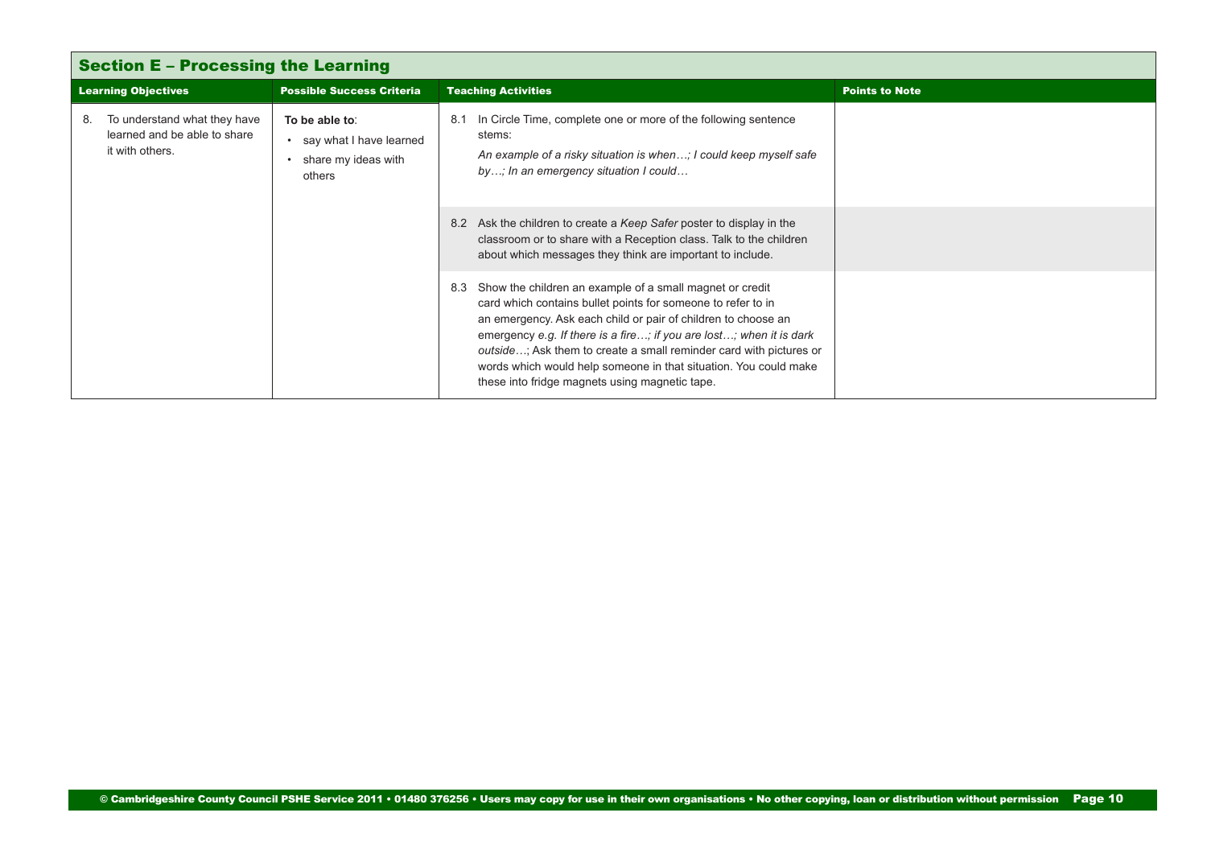## Section E – Processing the Learning

| Learning Objectives | Possible Success Criteria | Teaching Activities | Points to Note |
|---|---|---|---|
| 8. To understand what they have learned and be able to share it with others. | **To be able to**:<br>• say what I have learned<br>• share my ideas with others | 8.1 In Circle Time, complete one or more of the following sentence stems:<br>*An example of a risky situation is when…; I could keep myself safe by…; In an emergency situation I could…* | |
| | | 8.2 Ask the children to create a *Keep Safer* poster to display in the classroom or to share with a Reception class. Talk to the children about which messages they think are important to include. | |
| | | 8.3 Show the children an example of a small magnet or credit card which contains bullet points for someone to refer to in an emergency. Ask each child or pair of children to choose an emergency *e.g. If there is a fire…; if you are lost…; when it is dark outside…*; Ask them to create a small reminder card with pictures or words which would help someone in that situation. You could make these into fridge magnets using magnetic tape. | |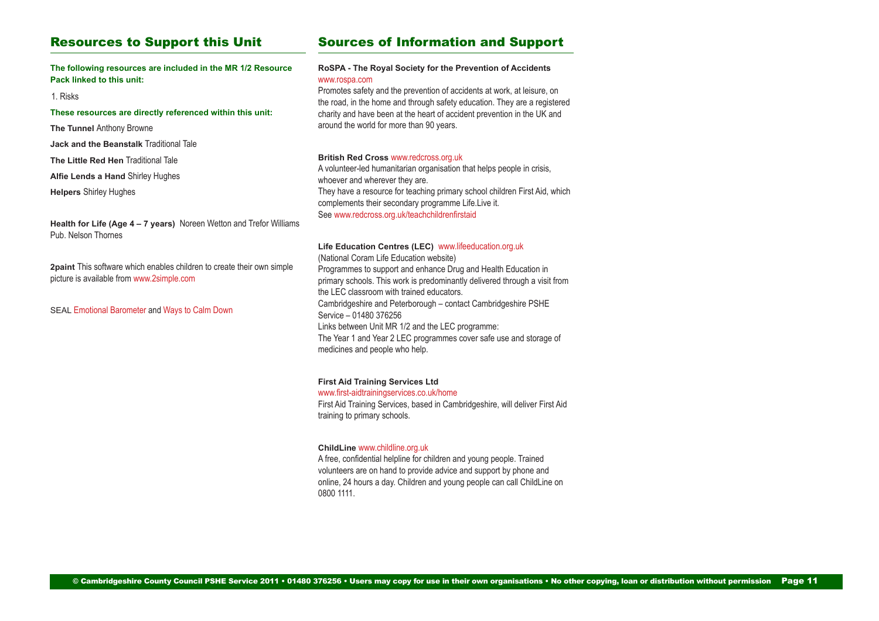## Resources to Support this Unit

**The following resources are included in the MR 1/2 Resource Pack linked to this unit:**

1. Risks

**These resources are directly referenced within this unit:**

**The Tunnel** Anthony Browne

**Jack and the Beanstalk** Traditional Tale

**The Little Red Hen** Traditional Tale

**Alfie Lends a Hand** Shirley Hughes

**Helpers** Shirley Hughes

**Health for Life (Age 4 – 7 years)** Noreen Wetton and Trefor Williams Pub. Nelson Thornes

**2paint** This software which enables children to create their own simple picture is available from www.2simple.com

SEAL Emotional Barometer and Ways to Calm Down

## Sources of Information and Support

**RoSPA - The Royal Society for the Prevention of Accidents**
www.rospa.com
Promotes safety and the prevention of accidents at work, at leisure, on the road, in the home and through safety education. They are a registered charity and have been at the heart of accident prevention in the UK and around the world for more than 90 years.

**British Red Cross** www.redcross.org.uk
A volunteer-led humanitarian organisation that helps people in crisis, whoever and wherever they are.
They have a resource for teaching primary school children First Aid, which complements their secondary programme Life.Live it.
See www.redcross.org.uk/teachchildrenfirstaid

**Life Education Centres (LEC)** www.lifeeducation.org.uk
(National Coram Life Education website)
Programmes to support and enhance Drug and Health Education in primary schools. This work is predominantly delivered through a visit from the LEC classroom with trained educators.
Cambridgeshire and Peterborough – contact Cambridgeshire PSHE Service – 01480 376256
Links between Unit MR 1/2 and the LEC programme:
The Year 1 and Year 2 LEC programmes cover safe use and storage of medicines and people who help.

**First Aid Training Services Ltd**
www.first-aidtrainingservices.co.uk/home
First Aid Training Services, based in Cambridgeshire, will deliver First Aid training to primary schools.

**ChildLine** www.childline.org.uk
A free, confidential helpline for children and young people. Trained volunteers are on hand to provide advice and support by phone and online, 24 hours a day. Children and young people can call ChildLine on 0800 1111.